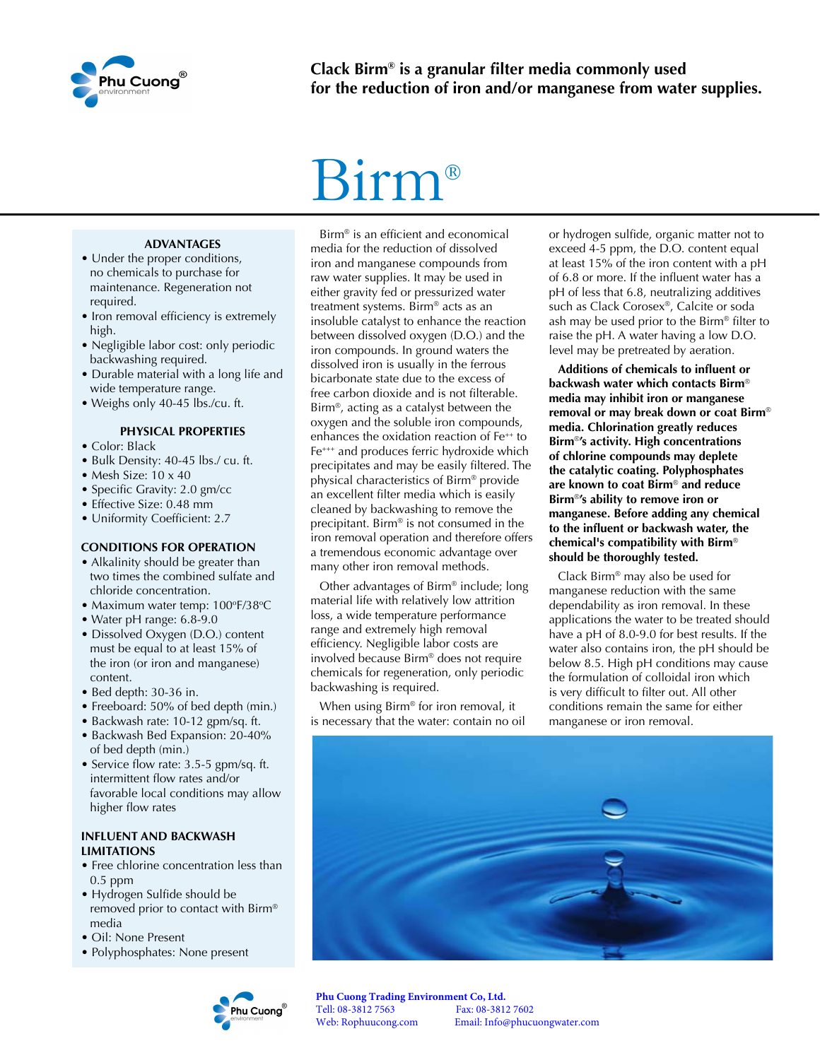**Clack Birm® is a granular filter media commonly used for the reduction of iron and/or manganese from water supplies.**

# Birm®

### ADVANTAGES

- Under the proper conditions, no chemicals to purchase for maintenance. Regeneration not required.
- Iron removal efficiency is extremely high.
- Negligible labor cost: only periodic backwashing required.
- Durable material with a long life and wide temperature range.
- Weighs only 40-45 lbs./cu. ft.

### PHYSICAL PROPERTIES

- Color: Black
- Bulk Density: 40-45 lbs./ cu. ft.
- Mesh Size: 10 x 40
- Specific Gravity: 2.0 gm/cc
- Effective Size: 0.48 mm
- Uniformity Coefficient: 2.7

### CONDITIONS FOR OPERATION

- Alkalinity should be greater than two times the combined sulfate and chloride concentration.
- Maximum water temp: 100°F/38°C
- Water pH range: 6.8-9.0
- Dissolved Oxygen (D.O.) content must be equal to at least 15% of the iron (or iron and manganese) content.
- Bed depth: 30-36 in.
- Freeboard: 50% of bed depth (min.)
- Backwash rate: 10-12 gpm/sq. ft.
- Backwash Bed Expansion: 20-40% of bed depth (min.)
- Service flow rate: 3.5-5 gpm/sq. ft. intermittent flow rates and/or favorable local conditions may allow higher flow rates

### INFLUENT AND BACKWASH LIMITATIONS

- Free chlorine concentration less than 0.5 ppm
- Hydrogen Sulfide should be removed prior to contact with Birm® media
- Oil: None Present
- Polyphosphates: None present

Birm® is an efficient and economical media for the reduction of dissolved iron and manganese compounds from raw water supplies. It may be used in either gravity fed or pressurized water treatment systems. Birm® acts as an insoluble catalyst to enhance the reaction between dissolved oxygen (D.O.) and the iron compounds. In ground waters the dissolved iron is usually in the ferrous bicarbonate state due to the excess of free carbon dioxide and is not filterable. Birm®, acting as a catalyst between the oxygen and the soluble iron compounds, enhances the oxidation reaction of $Fe^{++}$ to $Fe^{+++}$ and produces ferric hydroxide which precipitates and may be easily filtered. The physical characteristics of Birm® provide an excellent filter media which is easily cleaned by backwashing to remove the precipitant. Birm® is not consumed in the iron removal operation and therefore offers a tremendous economic advantage over many other iron removal methods.

Other advantages of Birm® include; long material life with relatively low attrition loss, a wide temperature performance range and extremely high removal efficiency. Negligible labor costs are involved because Birm® does not require chemicals for regeneration, only periodic backwashing is required.

When using Birm® for iron removal, it is necessary that the water: contain no oil or hydrogen sulfide, organic matter not to exceed 4-5 ppm, the D.O. content equal at least 15% of the iron content with a pH of 6.8 or more. If the influent water has a pH of less that 6.8, neutralizing additives such as Clack Corosex®, Calcite or soda ash may be used prior to the Birm® filter to raise the pH. A water having a low D.O. level may be pretreated by aeration.

**Additions of chemicals to influent or backwash water which contacts Birm® media may inhibit iron or manganese removal or may break down or coat Birm® media. Chlorination greatly reduces Birm®'s activity. High concentrations of chlorine compounds may deplete the catalytic coating. Polyphosphates are known to coat Birm® and reduce Birm®'s ability to remove iron or manganese. Before adding any chemical to the influent or backwash water, the chemical's compatibility with Birm® should be thoroughly tested.**

Clack Birm® may also be used for manganese reduction with the same dependability as iron removal. In these applications the water to be treated should have a pH of 8.0-9.0 for best results. If the water also contains iron, the pH should be below 8.5. High pH conditions may cause the formulation of colloidal iron which is very difficult to filter out. All other conditions remain the same for either manganese or iron removal.

**Phu Cuong Trading Environment Co, Ltd.**
Tell: 08-3812 7563 Fax: 08-3812 7602
Web: Rophuucong.com Email: Info@phucuongwater.com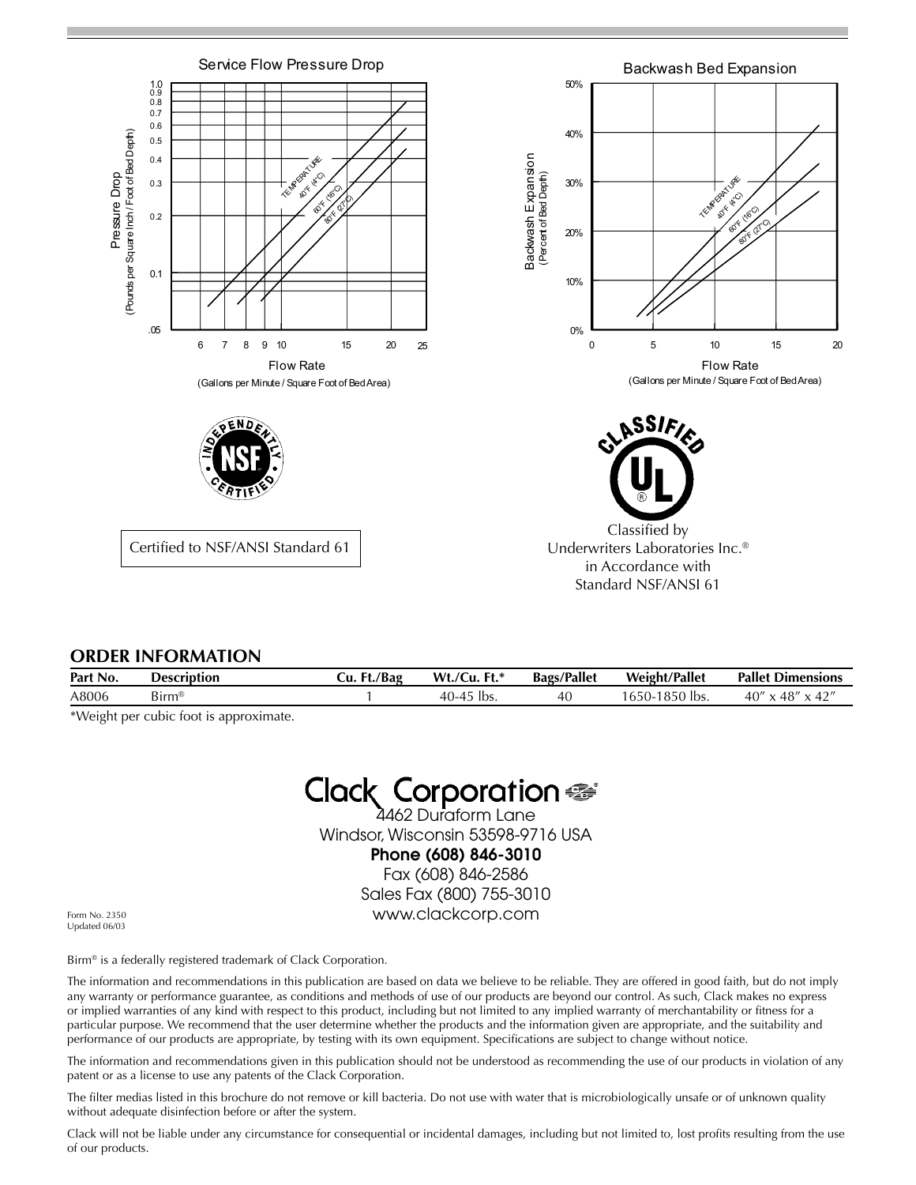Service Flow Pressure Drop

Pressure Drop
(Pounds per Square Inch / Foot of Bed Depth)

1.0
0.9
0.8
0.7
0.6
0.5
0.4
0.3
0.2
0.1
.05

6 7 8 9 10 15 20 25

Flow Rate
(Gallons per Minute / Square Foot of Bed Area)

TEMPERATURE
40°F (4°C)
60°F (16°C)
80°F (27°C)

Backwash Bed Expansion

Backwash Expansion
(Percent of Bed Depth)

50%
40%
30%
20%
10%
0%

0 5 10 15 20

Flow Rate
(Gallons per Minute / Square Foot of Bed Area)

TEMPERATURE
40°F (4°C)
60°F (16°C)
80°F (27°C)

INDEPENDENTLY NSF CERTIFIED

Certified to NSF/ANSI Standard 61

CLASSIFIED UL

Classified by
Underwriters Laboratories Inc.®
in Accordance with
Standard NSF/ANSI 61

## ORDER INFORMATION

| Part No. | Description | Cu. Ft./Bag | Wt./Cu. Ft.* | Bags/Pallet | Weight/Pallet | Pallet Dimensions |
|---|---|---|---|---|---|---|
| A8006 | Birm® | 1 | 40-45 lbs. | 40 | 1650-1850 lbs. | 40″ x 48″ x 42″ |

*Weight per cubic foot is approximate.

**Clack Corporation**
4462 Duraform Lane
Windsor, Wisconsin 53598-9716 USA
**Phone (608) 846-3010**
Fax (608) 846-2586
Sales Fax (800) 755-3010
www.clackcorp.com

Form No. 2350
Updated 06/03

Birm® is a federally registered trademark of Clack Corporation.

The information and recommendations in this publication are based on data we believe to be reliable. They are offered in good faith, but do not imply any warranty or performance guarantee, as conditions and methods of use of our products are beyond our control. As such, Clack makes no express or implied warranties of any kind with respect to this product, including but not limited to any implied warranty of merchantability or fitness for a particular purpose. We recommend that the user determine whether the products and the information given are appropriate, and the suitability and performance of our products are appropriate, by testing with its own equipment. Specifications are subject to change without notice.

The information and recommendations given in this publication should not be understood as recommending the use of our products in violation of any patent or as a license to use any patents of the Clack Corporation.

The filter medias listed in this brochure do not remove or kill bacteria. Do not use with water that is microbiologically unsafe or of unknown quality without adequate disinfection before or after the system.

Clack will not be liable under any circumstance for consequential or incidental damages, including but not limited to, lost profits resulting from the use of our products.